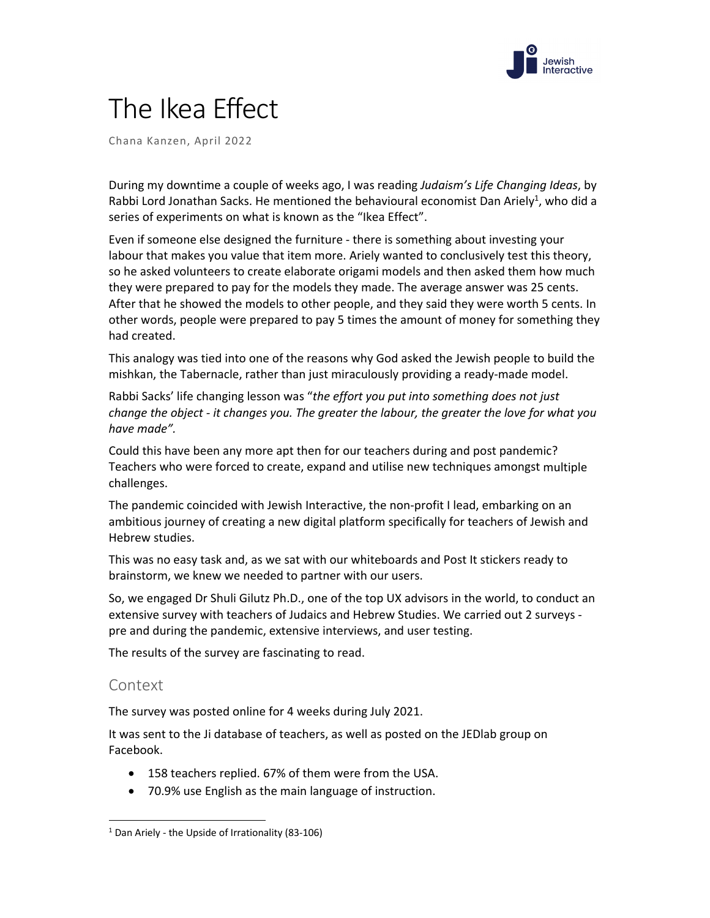# The Ikea Effect

Chana Kanzen, April 2022

During my downtime a couple of weeks ago, I was reading *Judaism's Life Changing Ideas*, by Rabbi Lord Jonathan Sacks. He mentioned the behavioural economist Dan Ariely[1], who did a series of experiments on what is known as the "Ikea Effect".

Even if someone else designed the furniture - there is something about investing your labour that makes you value that item more. Ariely wanted to conclusively test this theory, so he asked volunteers to create elaborate origami models and then asked them how much they were prepared to pay for the models they made. The average answer was 25 cents. After that he showed the models to other people, and they said they were worth 5 cents. In other words, people were prepared to pay 5 times the amount of money for something they had created.

This analogy was tied into one of the reasons why God asked the Jewish people to build the mishkan, the Tabernacle, rather than just miraculously providing a ready-made model.

Rabbi Sacks' life changing lesson was "*the effort you put into something does not just change the object - it changes you. The greater the labour, the greater the love for what you have made".*

Could this have been any more apt then for our teachers during and post pandemic? Teachers who were forced to create, expand and utilise new techniques amongst multiple challenges.

The pandemic coincided with Jewish Interactive, the non-profit I lead, embarking on an ambitious journey of creating a new digital platform specifically for teachers of Jewish and Hebrew studies.

This was no easy task and, as we sat with our whiteboards and Post It stickers ready to brainstorm, we knew we needed to partner with our users.

So, we engaged Dr Shuli Gilutz Ph.D., one of the top UX advisors in the world, to conduct an extensive survey with teachers of Judaics and Hebrew Studies. We carried out 2 surveys - pre and during the pandemic, extensive interviews, and user testing.

The results of the survey are fascinating to read.

## Context

The survey was posted online for 4 weeks during July 2021.

It was sent to the Ji database of teachers, as well as posted on the JEDlab group on Facebook.

- 158 teachers replied. 67% of them were from the USA.
- 70.9% use English as the main language of instruction.

---

[1] Dan Ariely - the Upside of Irrationality (83-106)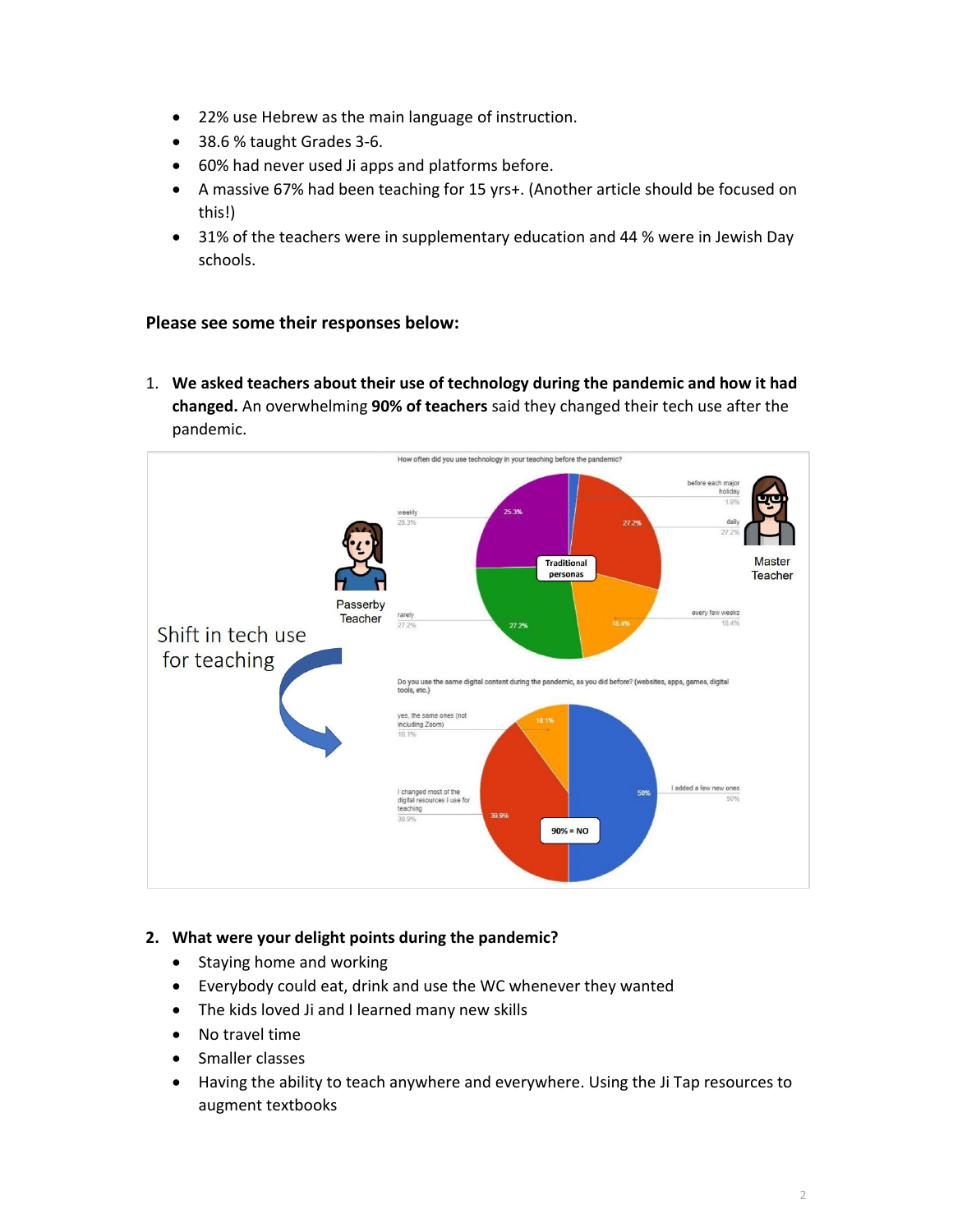- 22% use Hebrew as the main language of instruction.
- 38.6 % taught Grades 3-6.
- 60% had never used Ji apps and platforms before.
- A massive 67% had been teaching for 15 yrs+. (Another article should be focused on this!)
- 31% of the teachers were in supplementary education and 44 % were in Jewish Day schools.

**Please see some their responses below:**

1. **We asked teachers about their use of technology during the pandemic and how it had changed.** An overwhelming **90% of teachers** said they changed their tech use after the pandemic.

Shift in tech use for teaching

Passerby Teacher

Master Teacher

How often did you use technology in your teaching before the pandemic?

- before each major holiday 1.9%
- daily 27.2%
- every few weeks 18.4%
- rarely 27.2%
- weekly 25.3%

Traditional personas

Do you use the same digital content during the pandemic, as you did before? (websites, apps, games, digital tools, etc.)

- yes, the same ones (not including Zoom) 10.1%
- I changed most of the digital resources I use for teaching 39.9%
- I added a few new ones 50%

90% = NO

2. **What were your delight points during the pandemic?**
   - Staying home and working
   - Everybody could eat, drink and use the WC whenever they wanted
   - The kids loved Ji and I learned many new skills
   - No travel time
   - Smaller classes
   - Having the ability to teach anywhere and everywhere. Using the Ji Tap resources to augment textbooks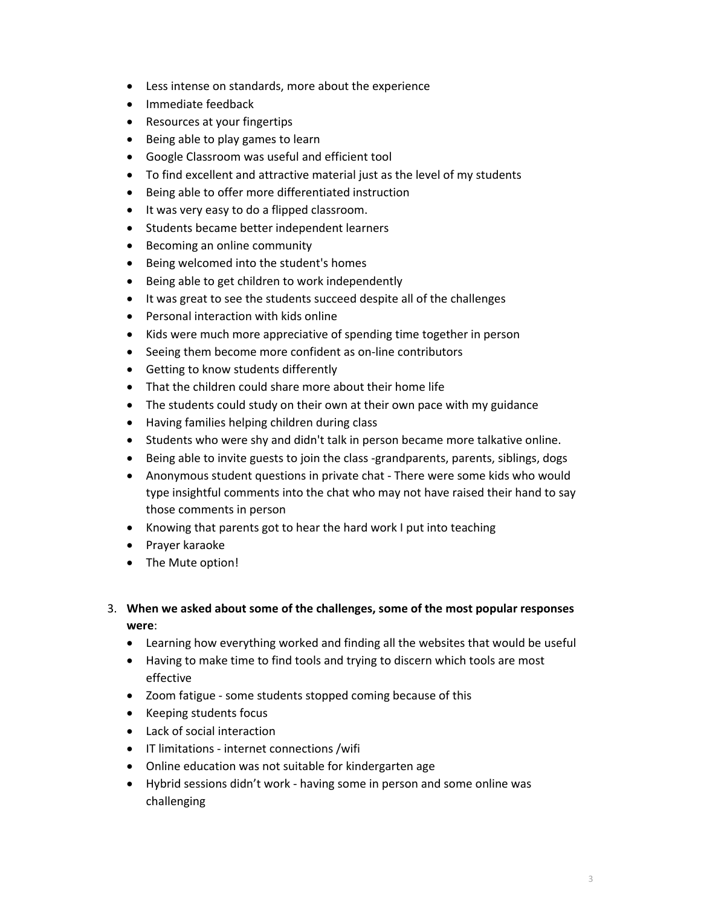- Less intense on standards, more about the experience
- Immediate feedback
- Resources at your fingertips
- Being able to play games to learn
- Google Classroom was useful and efficient tool
- To find excellent and attractive material just as the level of my students
- Being able to offer more differentiated instruction
- It was very easy to do a flipped classroom.
- Students became better independent learners
- Becoming an online community
- Being welcomed into the student's homes
- Being able to get children to work independently
- It was great to see the students succeed despite all of the challenges
- Personal interaction with kids online
- Kids were much more appreciative of spending time together in person
- Seeing them become more confident as on-line contributors
- Getting to know students differently
- That the children could share more about their home life
- The students could study on their own at their own pace with my guidance
- Having families helping children during class
- Students who were shy and didn't talk in person became more talkative online.
- Being able to invite guests to join the class -grandparents, parents, siblings, dogs
- Anonymous student questions in private chat - There were some kids who would type insightful comments into the chat who may not have raised their hand to say those comments in person
- Knowing that parents got to hear the hard work I put into teaching
- Prayer karaoke
- The Mute option!

3. **When we asked about some of the challenges, some of the most popular responses were**:
   - Learning how everything worked and finding all the websites that would be useful
   - Having to make time to find tools and trying to discern which tools are most effective
   - Zoom fatigue - some students stopped coming because of this
   - Keeping students focus
   - Lack of social interaction
   - IT limitations - internet connections /wifi
   - Online education was not suitable for kindergarten age
   - Hybrid sessions didn't work - having some in person and some online was challenging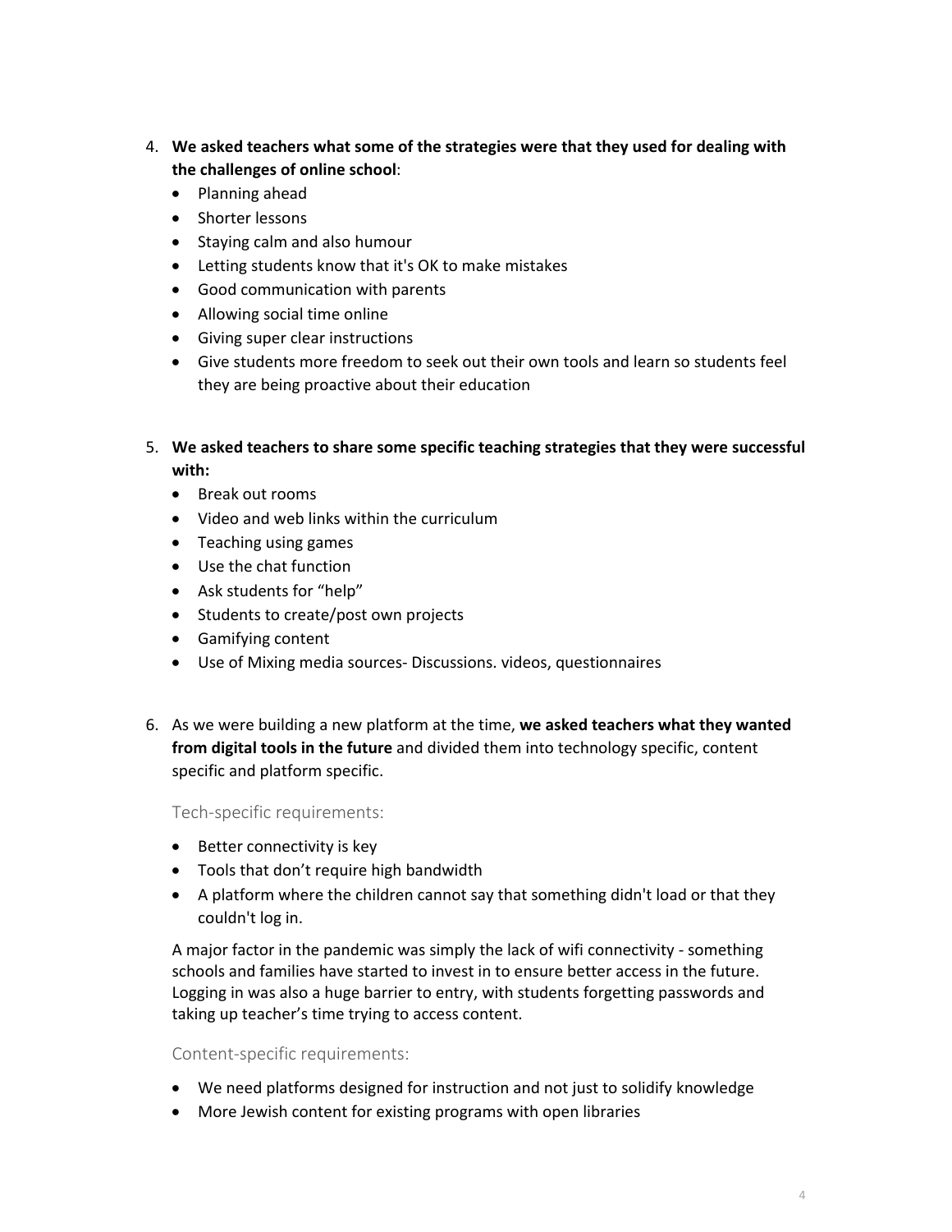4. **We asked teachers what some of the strategies were that they used for dealing with the challenges of online school**:
    - Planning ahead
    - Shorter lessons
    - Staying calm and also humour
    - Letting students know that it's OK to make mistakes
    - Good communication with parents
    - Allowing social time online
    - Giving super clear instructions
    - Give students more freedom to seek out their own tools and learn so students feel they are being proactive about their education

5. **We asked teachers to share some specific teaching strategies that they were successful with:**
    - Break out rooms
    - Video and web links within the curriculum
    - Teaching using games
    - Use the chat function
    - Ask students for “help”
    - Students to create/post own projects
    - Gamifying content
    - Use of Mixing media sources- Discussions. videos, questionnaires

6. As we were building a new platform at the time, **we asked teachers what they wanted from digital tools in the future** and divided them into technology specific, content specific and platform specific.

    Tech-specific requirements:

    - Better connectivity is key
    - Tools that don’t require high bandwidth
    - A platform where the children cannot say that something didn't load or that they couldn't log in.

    A major factor in the pandemic was simply the lack of wifi connectivity - something schools and families have started to invest in to ensure better access in the future. Logging in was also a huge barrier to entry, with students forgetting passwords and taking up teacher’s time trying to access content.

    Content-specific requirements:

    - We need platforms designed for instruction and not just to solidify knowledge
    - More Jewish content for existing programs with open libraries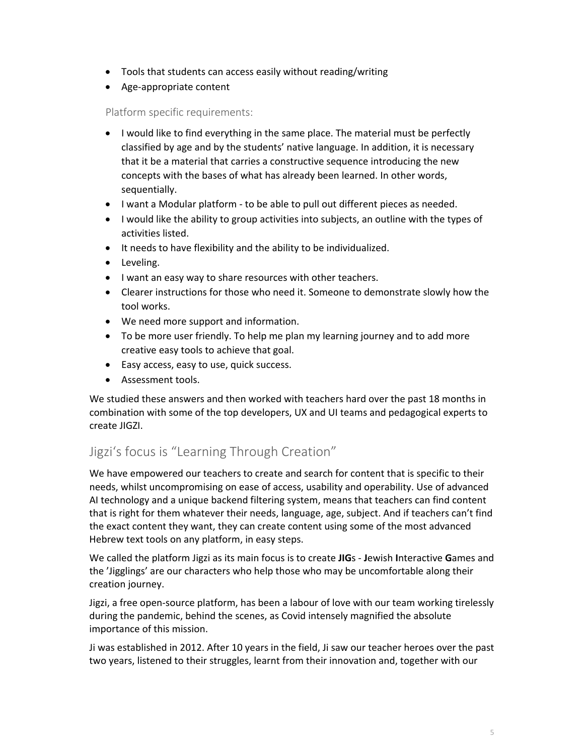- Tools that students can access easily without reading/writing
- Age-appropriate content

### Platform specific requirements:

- I would like to find everything in the same place. The material must be perfectly classified by age and by the students' native language. In addition, it is necessary that it be a material that carries a constructive sequence introducing the new concepts with the bases of what has already been learned. In other words, sequentially.
- I want a Modular platform - to be able to pull out different pieces as needed.
- I would like the ability to group activities into subjects, an outline with the types of activities listed.
- It needs to have flexibility and the ability to be individualized.
- Leveling.
- I want an easy way to share resources with other teachers.
- Clearer instructions for those who need it. Someone to demonstrate slowly how the tool works.
- We need more support and information.
- To be more user friendly. To help me plan my learning journey and to add more creative easy tools to achieve that goal.
- Easy access, easy to use, quick success.
- Assessment tools.

We studied these answers and then worked with teachers hard over the past 18 months in combination with some of the top developers, UX and UI teams and pedagogical experts to create JIGZI.

## Jigzi's focus is "Learning Through Creation"

We have empowered our teachers to create and search for content that is specific to their needs, whilst uncompromising on ease of access, usability and operability. Use of advanced AI technology and a unique backend filtering system, means that teachers can find content that is right for them whatever their needs, language, age, subject. And if teachers can't find the exact content they want, they can create content using some of the most advanced Hebrew text tools on any platform, in easy steps.

We called the platform Jigzi as its main focus is to create **JIG**s - **J**ewish **I**nteractive **G**ames and the 'Jigglings' are our characters who help those who may be uncomfortable along their creation journey.

Jigzi, a free open-source platform, has been a labour of love with our team working tirelessly during the pandemic, behind the scenes, as Covid intensely magnified the absolute importance of this mission.

Ji was established in 2012. After 10 years in the field, Ji saw our teacher heroes over the past two years, listened to their struggles, learnt from their innovation and, together with our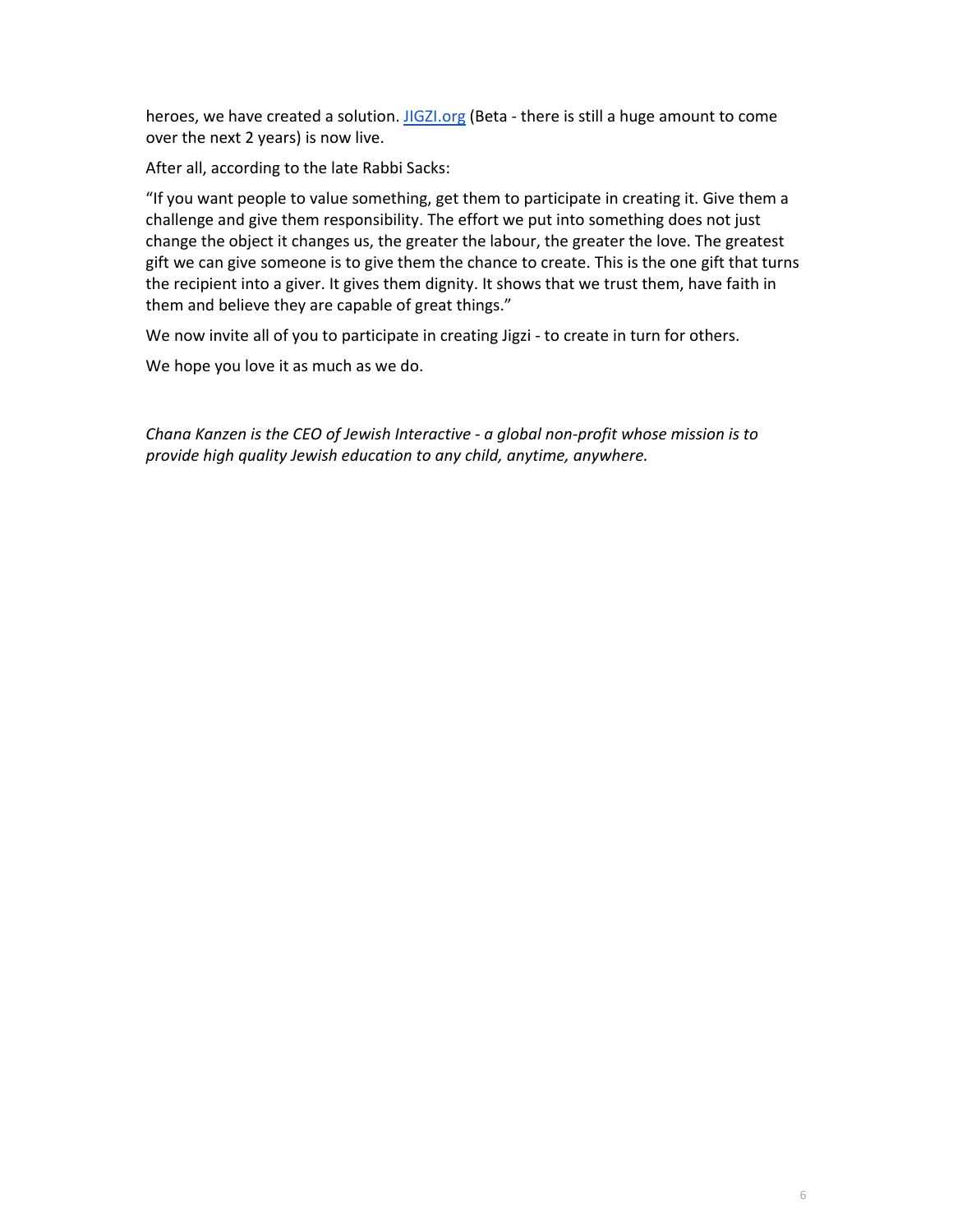heroes, we have created a solution. [JIGZI.org](JIGZI.org) (Beta - there is still a huge amount to come over the next 2 years) is now live.

After all, according to the late Rabbi Sacks:

"If you want people to value something, get them to participate in creating it. Give them a challenge and give them responsibility. The effort we put into something does not just change the object it changes us, the greater the labour, the greater the love. The greatest gift we can give someone is to give them the chance to create. This is the one gift that turns the recipient into a giver. It gives them dignity. It shows that we trust them, have faith in them and believe they are capable of great things."

We now invite all of you to participate in creating Jigzi - to create in turn for others.

We hope you love it as much as we do.

*Chana Kanzen is the CEO of Jewish Interactive - a global non-profit whose mission is to provide high quality Jewish education to any child, anytime, anywhere.*